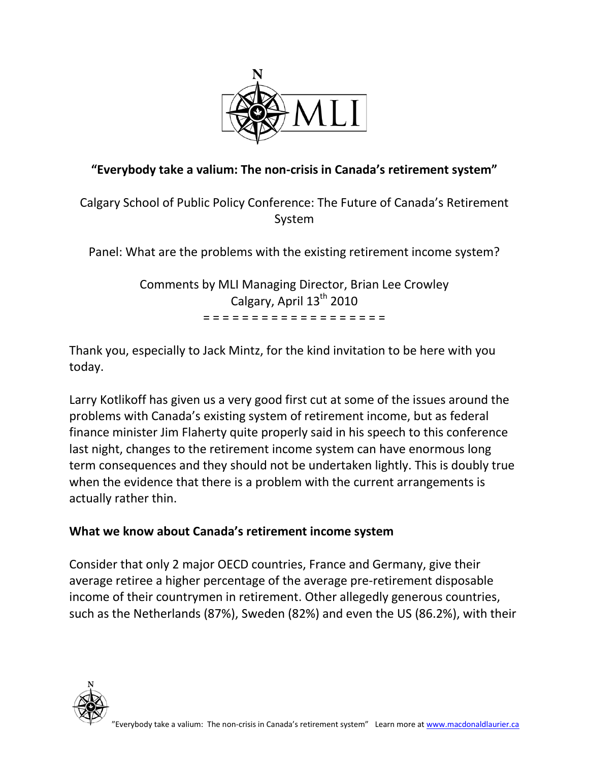# "Everybody take a valium: The non-crisis in Canada's retirement system"

Calgary School of Public Policy Conference: The Future of Canada's Retirement System

Panel: What are the problems with the existing retirement income system?

Comments by MLI Managing Director, Brian Lee Crowley
Calgary, April 13th 2010

= = = = = = = = = = = = = = = = = =

Thank you, especially to Jack Mintz, for the kind invitation to be here with you today.

Larry Kotlikoff has given us a very good first cut at some of the issues around the problems with Canada's existing system of retirement income, but as federal finance minister Jim Flaherty quite properly said in his speech to this conference last night, changes to the retirement income system can have enormous long term consequences and they should not be undertaken lightly. This is doubly true when the evidence that there is a problem with the current arrangements is actually rather thin.

## What we know about Canada's retirement income system

Consider that only 2 major OECD countries, France and Germany, give their average retiree a higher percentage of the average pre-retirement disposable income of their countrymen in retirement. Other allegedly generous countries, such as the Netherlands (87%), Sweden (82%) and even the US (86.2%), with their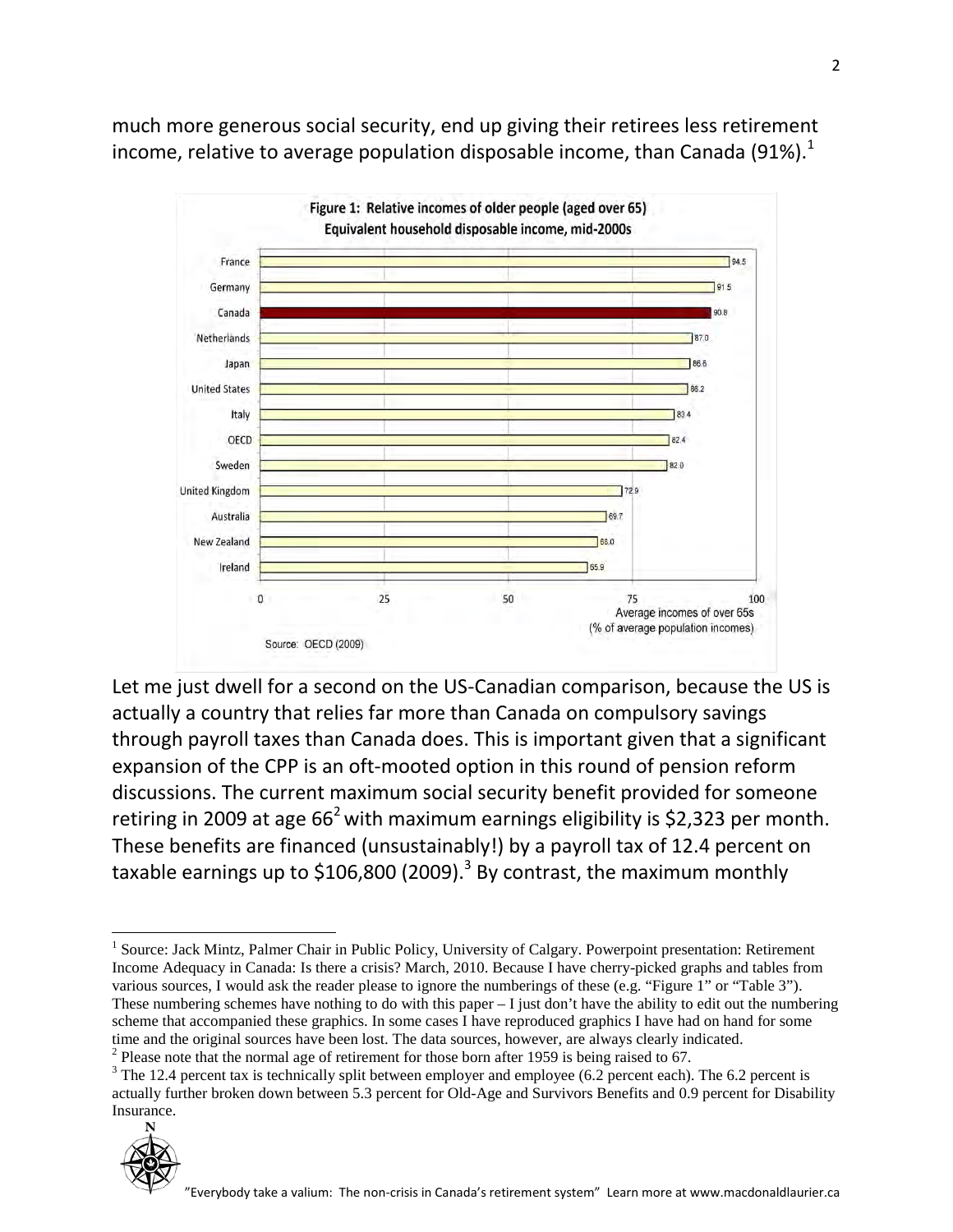much more generous social security, end up giving their retirees less retirement income, relative to average population disposable income, than Canada (91%).[1]

**Figure 1: Relative incomes of older people (aged over 65)**
**Equivalent household disposable income, mid-2000s**

| Country | Average incomes of over 65s (% of average population incomes) |
|---|---|
| France | 94.5 |
| Germany | 91.5 |
| Canada | 90.8 |
| Netherlands | 87.0 |
| Japan | 86.6 |
| United States | 86.2 |
| Italy | 83.4 |
| OECD | 82.4 |
| Sweden | 82.0 |
| United Kingdom | 72.9 |
| Australia | 69.7 |
| New Zealand | 68.0 |
| Ireland | 65.9 |

Source: OECD (2009)

Let me just dwell for a second on the US-Canadian comparison, because the US is actually a country that relies far more than Canada on compulsory savings through payroll taxes than Canada does. This is important given that a significant expansion of the CPP is an oft-mooted option in this round of pension reform discussions. The current maximum social security benefit provided for someone retiring in 2009 at age 66[2] with maximum earnings eligibility is $2,323 per month. These benefits are financed (unsustainably!) by a payroll tax of 12.4 percent on taxable earnings up to $106,800 (2009).[3] By contrast, the maximum monthly

---

[1] Source: Jack Mintz, Palmer Chair in Public Policy, University of Calgary. Powerpoint presentation: Retirement Income Adequacy in Canada: Is there a crisis? March, 2010. Because I have cherry-picked graphs and tables from various sources, I would ask the reader please to ignore the numberings of these (e.g. "Figure 1" or "Table 3"). These numbering schemes have nothing to do with this paper – I just don't have the ability to edit out the numbering scheme that accompanied these graphics. In some cases I have reproduced graphics I have had on hand for some time and the original sources have been lost. The data sources, however, are always clearly indicated.

[2] Please note that the normal age of retirement for those born after 1959 is being raised to 67.

[3] The 12.4 percent tax is technically split between employer and employee (6.2 percent each). The 6.2 percent is actually further broken down between 5.3 percent for Old-Age and Survivors Benefits and 0.9 percent for Disability Insurance.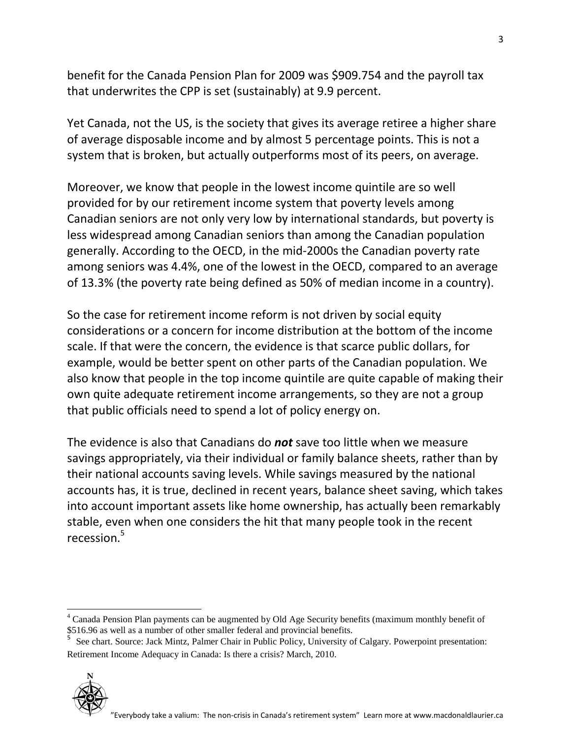benefit for the Canada Pension Plan for 2009 was $909.754 and the payroll tax that underwrites the CPP is set (sustainably) at 9.9 percent.

Yet Canada, not the US, is the society that gives its average retiree a higher share of average disposable income and by almost 5 percentage points. This is not a system that is broken, but actually outperforms most of its peers, on average.

Moreover, we know that people in the lowest income quintile are so well provided for by our retirement income system that poverty levels among Canadian seniors are not only very low by international standards, but poverty is less widespread among Canadian seniors than among the Canadian population generally. According to the OECD, in the mid-2000s the Canadian poverty rate among seniors was 4.4%, one of the lowest in the OECD, compared to an average of 13.3% (the poverty rate being defined as 50% of median income in a country).

So the case for retirement income reform is not driven by social equity considerations or a concern for income distribution at the bottom of the income scale. If that were the concern, the evidence is that scarce public dollars, for example, would be better spent on other parts of the Canadian population. We also know that people in the top income quintile are quite capable of making their own quite adequate retirement income arrangements, so they are not a group that public officials need to spend a lot of policy energy on.

The evidence is also that Canadians do ***not*** save too little when we measure savings appropriately, via their individual or family balance sheets, rather than by their national accounts saving levels. While savings measured by the national accounts has, it is true, declined in recent years, balance sheet saving, which takes into account important assets like home ownership, has actually been remarkably stable, even when one considers the hit that many people took in the recent recession.[5]

---

[4] Canada Pension Plan payments can be augmented by Old Age Security benefits (maximum monthly benefit of $516.96 as well as a number of other smaller federal and provincial benefits.

[5] See chart. Source: Jack Mintz, Palmer Chair in Public Policy, University of Calgary. Powerpoint presentation: Retirement Income Adequacy in Canada: Is there a crisis? March, 2010.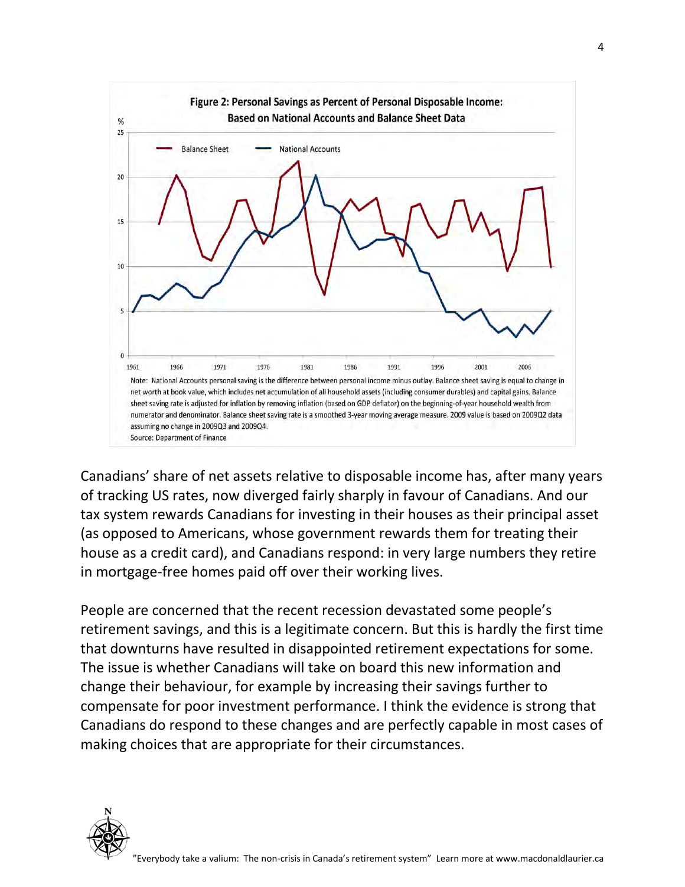**Figure 2: Personal Savings as Percent of Personal Disposable Income: Based on National Accounts and Balance Sheet Data**

Note: National Accounts personal saving is the difference between personal income minus outlay. Balance sheet saving is equal to change in net worth at book value, which includes net accumulation of all household assets (including consumer durables) and capital gains. Balance sheet saving rate is adjusted for inflation by removing inflation (based on GDP deflator) on the beginning-of-year household wealth from numerator and denominator. Balance sheet saving rate is a smoothed 3-year moving average measure. 2009 value is based on 2009Q2 data assuming no change in 2009Q3 and 2009Q4.
Source: Department of Finance

Canadians' share of net assets relative to disposable income has, after many years of tracking US rates, now diverged fairly sharply in favour of Canadians. And our tax system rewards Canadians for investing in their houses as their principal asset (as opposed to Americans, whose government rewards them for treating their house as a credit card), and Canadians respond: in very large numbers they retire in mortgage-free homes paid off over their working lives.

People are concerned that the recent recession devastated some people's retirement savings, and this is a legitimate concern. But this is hardly the first time that downturns have resulted in disappointed retirement expectations for some. The issue is whether Canadians will take on board this new information and change their behaviour, for example by increasing their savings further to compensate for poor investment performance. I think the evidence is strong that Canadians do respond to these changes and are perfectly capable in most cases of making choices that are appropriate for their circumstances.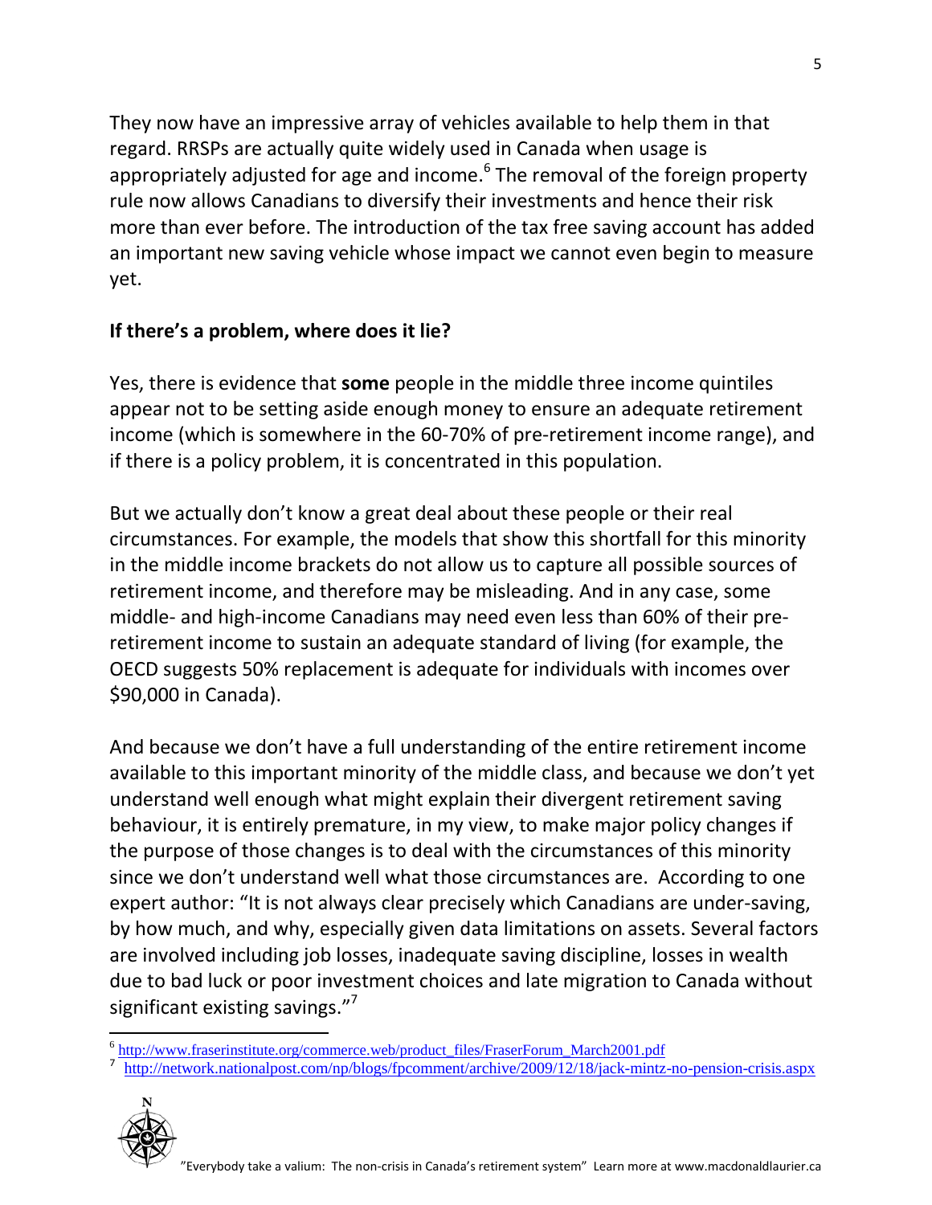They now have an impressive array of vehicles available to help them in that regard. RRSPs are actually quite widely used in Canada when usage is appropriately adjusted for age and income.[6] The removal of the foreign property rule now allows Canadians to diversify their investments and hence their risk more than ever before. The introduction of the tax free saving account has added an important new saving vehicle whose impact we cannot even begin to measure yet.

## If there's a problem, where does it lie?

Yes, there is evidence that **some** people in the middle three income quintiles appear not to be setting aside enough money to ensure an adequate retirement income (which is somewhere in the 60-70% of pre-retirement income range), and if there is a policy problem, it is concentrated in this population.

But we actually don't know a great deal about these people or their real circumstances. For example, the models that show this shortfall for this minority in the middle income brackets do not allow us to capture all possible sources of retirement income, and therefore may be misleading. And in any case, some middle- and high-income Canadians may need even less than 60% of their pre-retirement income to sustain an adequate standard of living (for example, the OECD suggests 50% replacement is adequate for individuals with incomes over $90,000 in Canada).

And because we don't have a full understanding of the entire retirement income available to this important minority of the middle class, and because we don't yet understand well enough what might explain their divergent retirement saving behaviour, it is entirely premature, in my view, to make major policy changes if the purpose of those changes is to deal with the circumstances of this minority since we don't understand well what those circumstances are. According to one expert author: "It is not always clear precisely which Canadians are under-saving, by how much, and why, especially given data limitations on assets. Several factors are involved including job losses, inadequate saving discipline, losses in wealth due to bad luck or poor investment choices and late migration to Canada without significant existing savings."[7]

---

[6] http://www.fraserinstitute.org/commerce.web/product_files/FraserForum_March2001.pdf

[7] http://network.nationalpost.com/np/blogs/fpcomment/archive/2009/12/18/jack-mintz-no-pension-crisis.aspx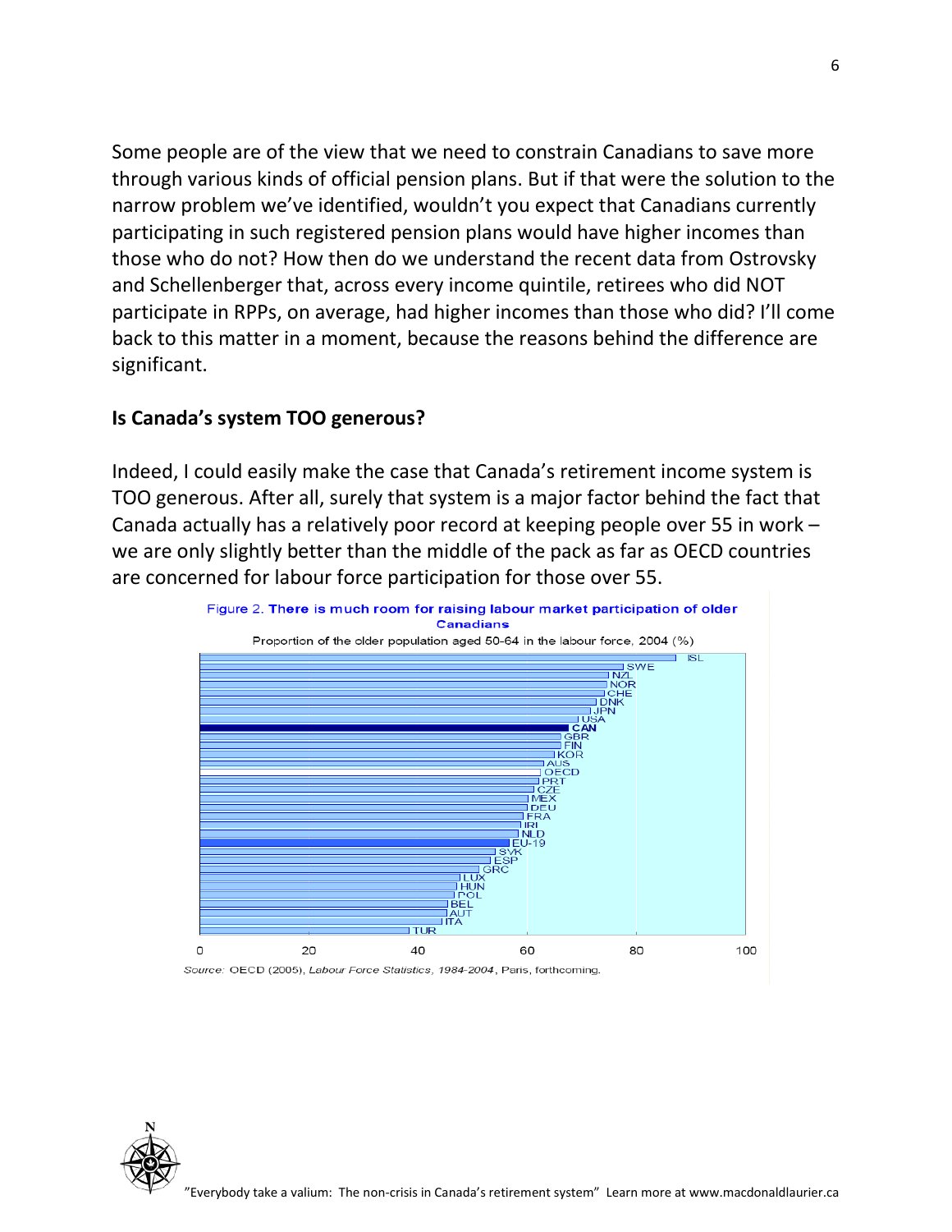Some people are of the view that we need to constrain Canadians to save more through various kinds of official pension plans. But if that were the solution to the narrow problem we've identified, wouldn't you expect that Canadians currently participating in such registered pension plans would have higher incomes than those who do not? How then do we understand the recent data from Ostrovsky and Schellenberger that, across every income quintile, retirees who did NOT participate in RPPs, on average, had higher incomes than those who did? I'll come back to this matter in a moment, because the reasons behind the difference are significant.

## Is Canada's system TOO generous?

Indeed, I could easily make the case that Canada's retirement income system is TOO generous. After all, surely that system is a major factor behind the fact that Canada actually has a relatively poor record at keeping people over 55 in work – we are only slightly better than the middle of the pack as far as OECD countries are concerned for labour force participation for those over 55.

Figure 2. **There is much room for raising labour market participation of older Canadians**

Proportion of the older population aged 50-64 in the labour force, 2004 (%)

ISL, SWE, NZL, NOR, CHE, DNK, JPN, USA, **CAN**, GBR, FIN, KOR, AUS, OECD, PRT, CZE, MEX, DEU, FRA, IRL, NLD, EU-19, SVK, ESP, GRC, LUX, HUN, POL, BEL, AUT, ITA, TUR

0 20 40 60 80 100

*Source:* OECD (2005), *Labour Force Statistics, 1984-2004*, Paris, forthcoming.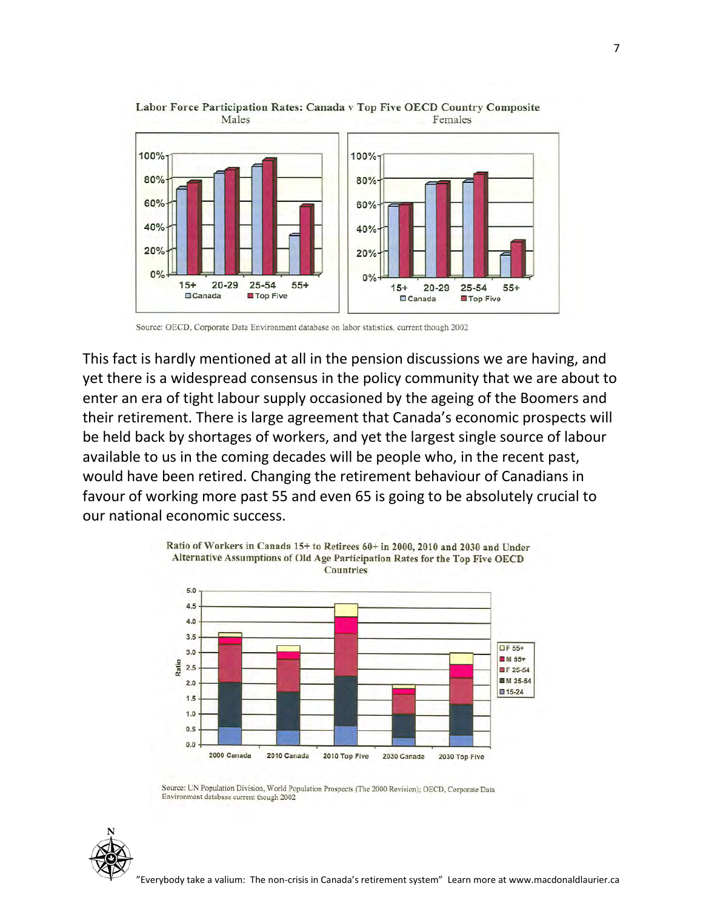**Labor Force Participation Rates: Canada v Top Five OECD Country Composite**

Males | Females

Source: OECD, Corporate Data Environment database on labor statistics, current though 2002

This fact is hardly mentioned at all in the pension discussions we are having, and yet there is a widespread consensus in the policy community that we are about to enter an era of tight labour supply occasioned by the ageing of the Boomers and their retirement. There is large agreement that Canada's economic prospects will be held back by shortages of workers, and yet the largest single source of labour available to us in the coming decades will be people who, in the recent past, would have been retired. Changing the retirement behaviour of Canadians in favour of working more past 55 and even 65 is going to be absolutely crucial to our national economic success.

**Ratio of Workers in Canada 15+ to Retirees 60+ in 2000, 2010 and 2030 and Under Alternative Assumptions of Old Age Participation Rates for the Top Five OECD Countries**

Source: UN Population Division, World Population Prospects (The 2000 Revision); OECD, Corporate Data Environment database current though 2002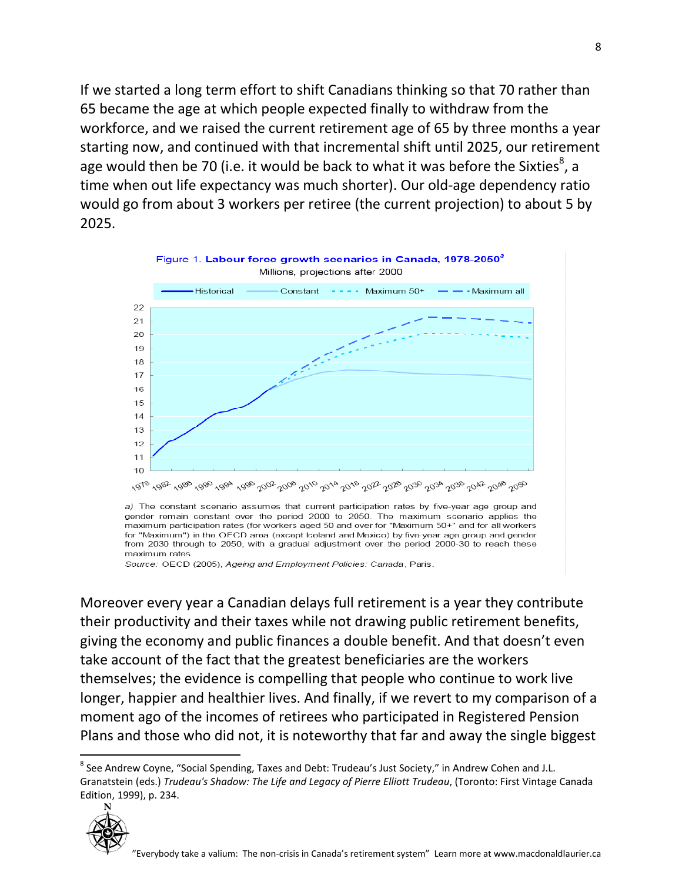If we started a long term effort to shift Canadians thinking so that 70 rather than 65 became the age at which people expected finally to withdraw from the workforce, and we raised the current retirement age of 65 by three months a year starting now, and continued with that incremental shift until 2025, our retirement age would then be 70 (i.e. it would be back to what it was before the Sixties[8], a time when out life expectancy was much shorter). Our old-age dependency ratio would go from about 3 workers per retiree (the current projection) to about 5 by 2025.

**Figure 1. Labour force growth scenarios in Canada, 1978-2050a**
Millions, projections after 2000

a) The constant scenario assumes that current participation rates by five-year age group and gender remain constant over the period 2000 to 2050. The maximum scenario applies the maximum participation rates (for workers aged 50 and over for "Maximum 50+" and for all workers for "Maximum") in the OECD area (except Iceland and Mexico) by five-year age group and gender from 2030 through to 2050, with a gradual adjustment over the period 2000-30 to reach these maximum rates.

*Source:* OECD (2005), *Ageing and Employment Policies: Canada*, Paris.

Moreover every year a Canadian delays full retirement is a year they contribute their productivity and their taxes while not drawing public retirement benefits, giving the economy and public finances a double benefit. And that doesn't even take account of the fact that the greatest beneficiaries are the workers themselves; the evidence is compelling that people who continue to work live longer, happier and healthier lives. And finally, if we revert to my comparison of a moment ago of the incomes of retirees who participated in Registered Pension Plans and those who did not, it is noteworthy that far and away the single biggest

[8] See Andrew Coyne, "Social Spending, Taxes and Debt: Trudeau's Just Society," in Andrew Cohen and J.L. Granatstein (eds.) *Trudeau's Shadow: The Life and Legacy of Pierre Elliott Trudeau*, (Toronto: First Vintage Canada Edition, 1999), p. 234.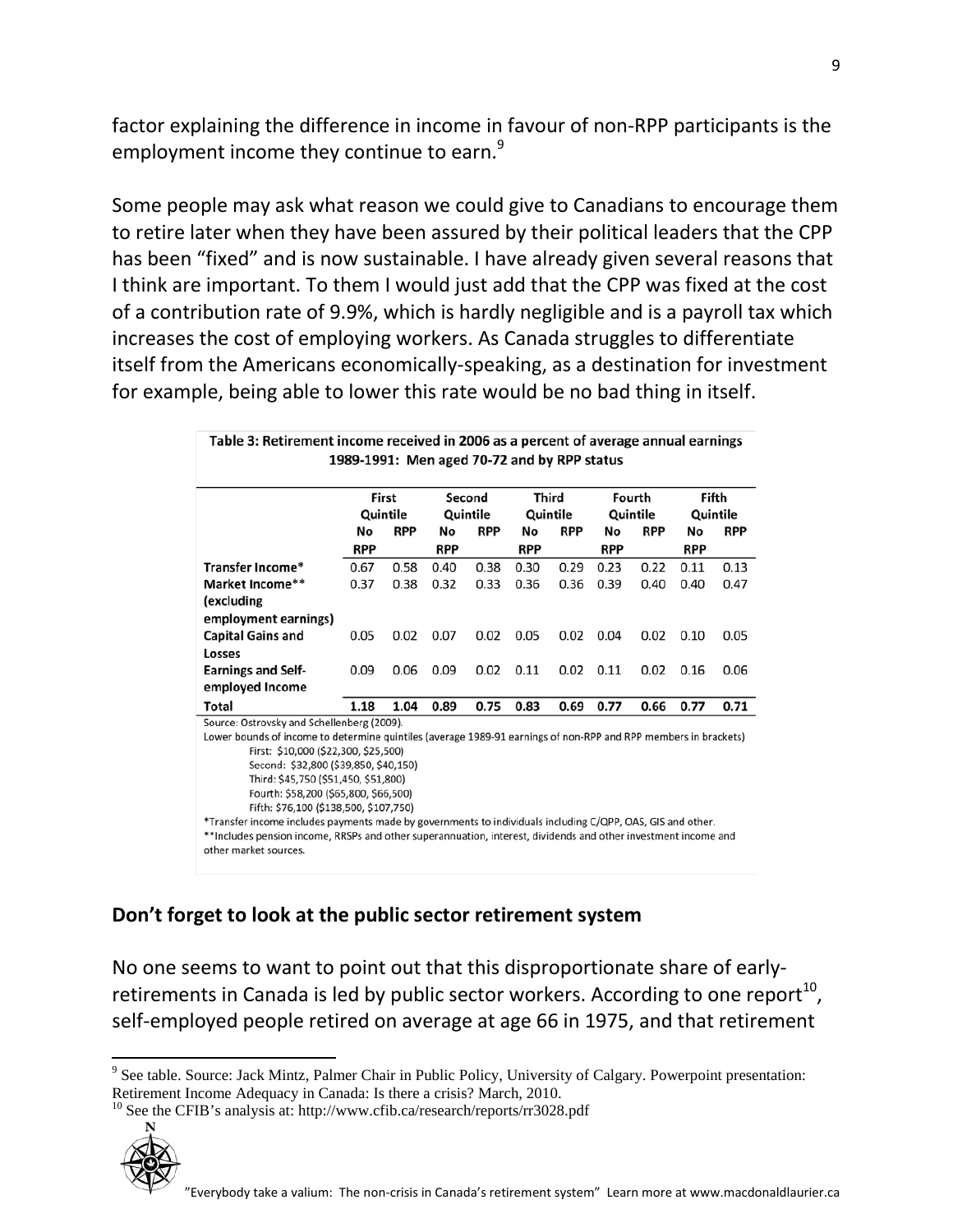factor explaining the difference in income in favour of non-RPP participants is the employment income they continue to earn.[9]

Some people may ask what reason we could give to Canadians to encourage them to retire later when they have been assured by their political leaders that the CPP has been "fixed" and is now sustainable. I have already given several reasons that I think are important. To them I would just add that the CPP was fixed at the cost of a contribution rate of 9.9%, which is hardly negligible and is a payroll tax which increases the cost of employing workers. As Canada struggles to differentiate itself from the Americans economically-speaking, as a destination for investment for example, being able to lower this rate would be no bad thing in itself.

**Table 3: Retirement income received in 2006 as a percent of average annual earnings 1989-1991: Men aged 70-72 and by RPP status**

| | First Quintile | | Second Quintile | | Third Quintile | | Fourth Quintile | | Fifth Quintile | |
|---|---|---|---|---|---|---|---|---|---|---|
| | No RPP | RPP | No RPP | RPP | No RPP | RPP | No RPP | RPP | No RPP | RPP |
| **Transfer Income*** | 0.67 | 0.58 | 0.40 | 0.38 | 0.30 | 0.29 | 0.23 | 0.22 | 0.11 | 0.13 |
| **Market Income** (excluding employment earnings)** | 0.37 | 0.38 | 0.32 | 0.33 | 0.36 | 0.36 | 0.39 | 0.40 | 0.40 | 0.47 |
| **Capital Gains and Losses** | 0.05 | 0.02 | 0.07 | 0.02 | 0.05 | 0.02 | 0.04 | 0.02 | 0.10 | 0.05 |
| **Earnings and Self-employed Income** | 0.09 | 0.06 | 0.09 | 0.02 | 0.11 | 0.02 | 0.11 | 0.02 | 0.16 | 0.06 |
| **Total** | **1.18** | **1.04** | **0.89** | **0.75** | **0.83** | **0.69** | **0.77** | **0.66** | **0.77** | **0.71** |

Source: Ostrovsky and Schellenberg (2009).

Lower bounds of income to determine quintiles (average 1989-91 earnings of non-RPP and RPP members in brackets)

First: $10,000 ($22,300, $25,500)
Second: $32,800 ($39,850, $40,150)
Third: $45,750 ($51,450, $51,800)
Fourth: $58,200 ($65,800, $66,500)
Fifth: $76,100 ($138,500, $107,750)

*Transfer income includes payments made by governments to individuals including C/QPP, OAS, GIS and other.
**Includes pension income, RRSPs and other superannuation, interest, dividends and other investment income and other market sources.

## Don't forget to look at the public sector retirement system

No one seems to want to point out that this disproportionate share of early-retirements in Canada is led by public sector workers. According to one report[10], self-employed people retired on average at age 66 in 1975, and that retirement

[9] See table. Source: Jack Mintz, Palmer Chair in Public Policy, University of Calgary. Powerpoint presentation: Retirement Income Adequacy in Canada: Is there a crisis? March, 2010.
[10] See the CFIB's analysis at: http://www.cfib.ca/research/reports/rr3028.pdf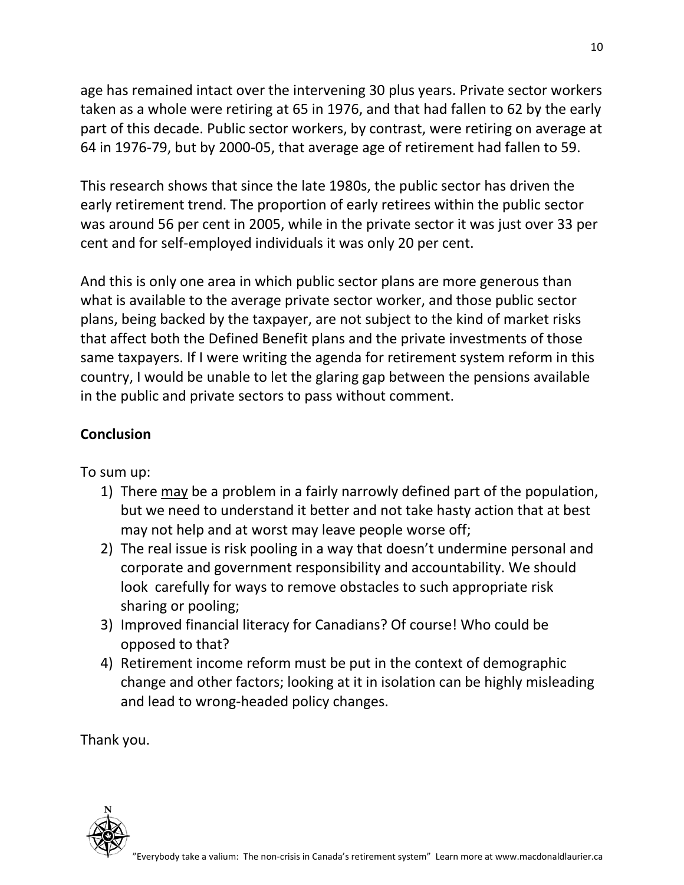age has remained intact over the intervening 30 plus years. Private sector workers taken as a whole were retiring at 65 in 1976, and that had fallen to 62 by the early part of this decade. Public sector workers, by contrast, were retiring on average at 64 in 1976-79, but by 2000-05, that average age of retirement had fallen to 59.

This research shows that since the late 1980s, the public sector has driven the early retirement trend. The proportion of early retirees within the public sector was around 56 per cent in 2005, while in the private sector it was just over 33 per cent and for self-employed individuals it was only 20 per cent.

And this is only one area in which public sector plans are more generous than what is available to the average private sector worker, and those public sector plans, being backed by the taxpayer, are not subject to the kind of market risks that affect both the Defined Benefit plans and the private investments of those same taxpayers. If I were writing the agenda for retirement system reform in this country, I would be unable to let the glaring gap between the pensions available in the public and private sectors to pass without comment.

## Conclusion

To sum up:

1) There <u>may</u> be a problem in a fairly narrowly defined part of the population, but we need to understand it better and not take hasty action that at best may not help and at worst may leave people worse off;
2) The real issue is risk pooling in a way that doesn't undermine personal and corporate and government responsibility and accountability. We should look carefully for ways to remove obstacles to such appropriate risk sharing or pooling;
3) Improved financial literacy for Canadians? Of course! Who could be opposed to that?
4) Retirement income reform must be put in the context of demographic change and other factors; looking at it in isolation can be highly misleading and lead to wrong-headed policy changes.

Thank you.